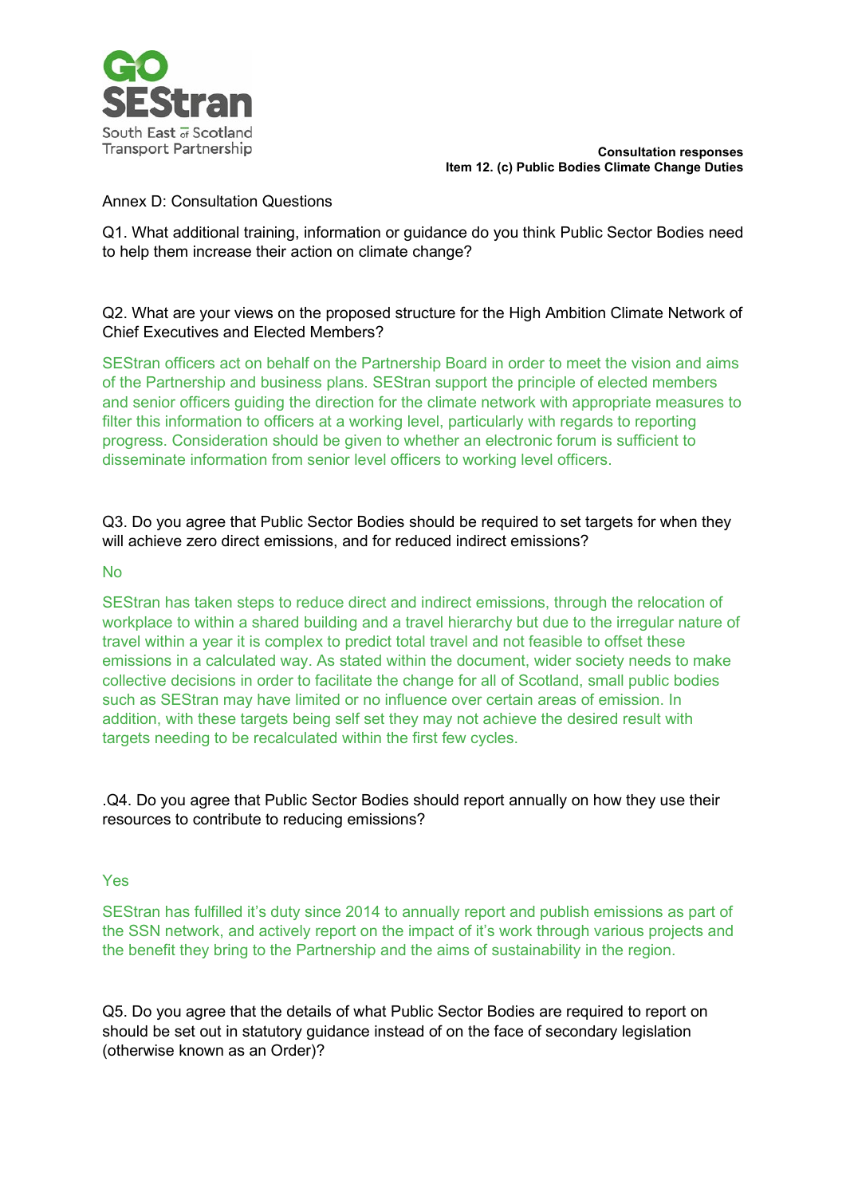**Consultation responses**
**Item 12. (c) Public Bodies Climate Change Duties**

Annex D: Consultation Questions

Q1. What additional training, information or guidance do you think Public Sector Bodies need to help them increase their action on climate change?

Q2. What are your views on the proposed structure for the High Ambition Climate Network of Chief Executives and Elected Members?

SEStran officers act on behalf on the Partnership Board in order to meet the vision and aims of the Partnership and business plans. SEStran support the principle of elected members and senior officers guiding the direction for the climate network with appropriate measures to filter this information to officers at a working level, particularly with regards to reporting progress. Consideration should be given to whether an electronic forum is sufficient to disseminate information from senior level officers to working level officers.

Q3. Do you agree that Public Sector Bodies should be required to set targets for when they will achieve zero direct emissions, and for reduced indirect emissions?

No

SEStran has taken steps to reduce direct and indirect emissions, through the relocation of workplace to within a shared building and a travel hierarchy but due to the irregular nature of travel within a year it is complex to predict total travel and not feasible to offset these emissions in a calculated way. As stated within the document, wider society needs to make collective decisions in order to facilitate the change for all of Scotland, small public bodies such as SEStran may have limited or no influence over certain areas of emission. In addition, with these targets being self set they may not achieve the desired result with targets needing to be recalculated within the first few cycles.

.Q4. Do you agree that Public Sector Bodies should report annually on how they use their resources to contribute to reducing emissions?

Yes

SEStran has fulfilled it's duty since 2014 to annually report and publish emissions as part of the SSN network, and actively report on the impact of it's work through various projects and the benefit they bring to the Partnership and the aims of sustainability in the region.

Q5. Do you agree that the details of what Public Sector Bodies are required to report on should be set out in statutory guidance instead of on the face of secondary legislation (otherwise known as an Order)?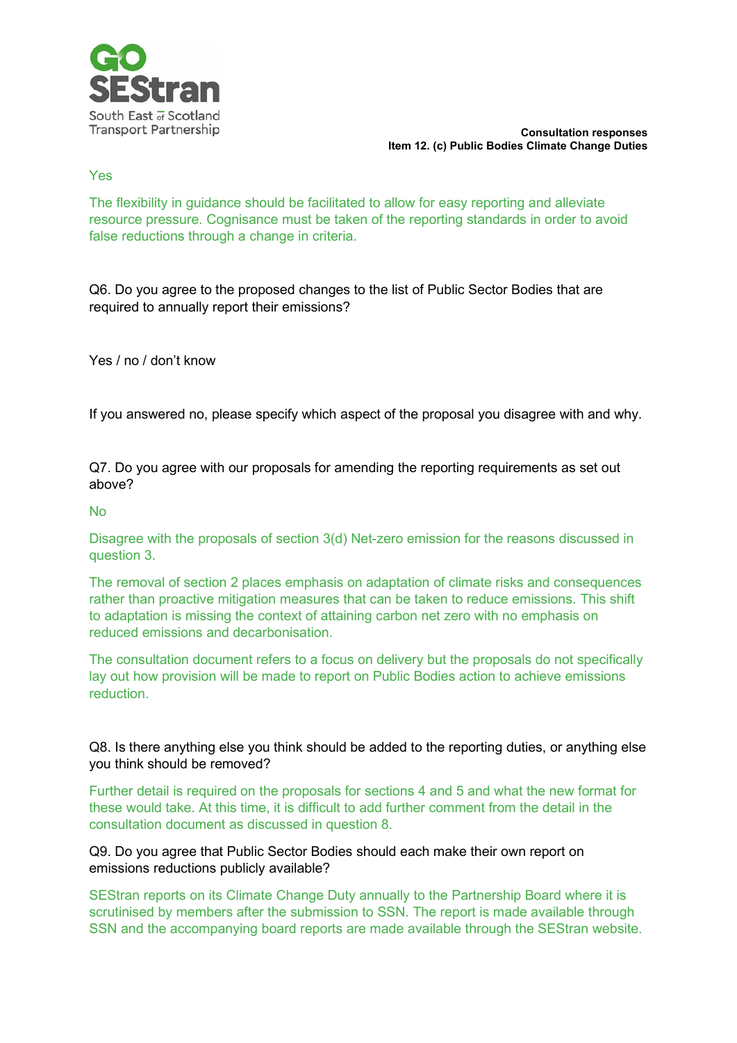Yes

The flexibility in guidance should be facilitated to allow for easy reporting and alleviate resource pressure. Cognisance must be taken of the reporting standards in order to avoid false reductions through a change in criteria.

Q6. Do you agree to the proposed changes to the list of Public Sector Bodies that are required to annually report their emissions?

Yes / no / don't know

If you answered no, please specify which aspect of the proposal you disagree with and why.

Q7. Do you agree with our proposals for amending the reporting requirements as set out above?

No

Disagree with the proposals of section 3(d) Net-zero emission for the reasons discussed in question 3.

The removal of section 2 places emphasis on adaptation of climate risks and consequences rather than proactive mitigation measures that can be taken to reduce emissions. This shift to adaptation is missing the context of attaining carbon net zero with no emphasis on reduced emissions and decarbonisation.

The consultation document refers to a focus on delivery but the proposals do not specifically lay out how provision will be made to report on Public Bodies action to achieve emissions reduction.

Q8. Is there anything else you think should be added to the reporting duties, or anything else you think should be removed?

Further detail is required on the proposals for sections 4 and 5 and what the new format for these would take. At this time, it is difficult to add further comment from the detail in the consultation document as discussed in question 8.

Q9. Do you agree that Public Sector Bodies should each make their own report on emissions reductions publicly available?

SEStran reports on its Climate Change Duty annually to the Partnership Board where it is scrutinised by members after the submission to SSN. The report is made available through SSN and the accompanying board reports are made available through the SEStran website.